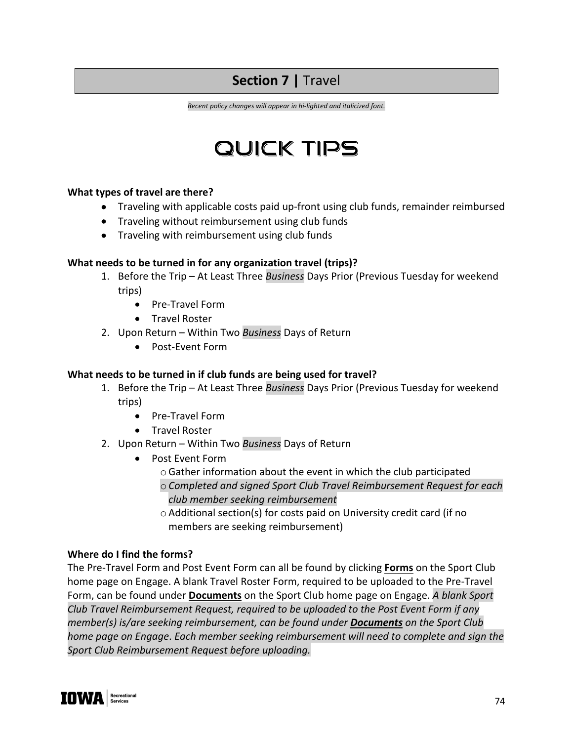# **Section 7 |** Travel

*Recent policy changes will appear in hi-lighted and italicized font.*

## QUICK TIPS

**What types of travel are there?**

- Traveling with applicable costs paid up-front using club funds, remainder reimbursed
- Traveling without reimbursement using club funds
- Traveling with reimbursement using club funds

**What needs to be turned in for any organization travel (trips)?**

1. Before the Trip – At Least Three *Business* Days Prior (Previous Tuesday for weekend trips)
   - Pre-Travel Form
   - Travel Roster
2. Upon Return – Within Two *Business* Days of Return
   - Post-Event Form

**What needs to be turned in if club funds are being used for travel?**

1. Before the Trip – At Least Three *Business* Days Prior (Previous Tuesday for weekend trips)
   - Pre-Travel Form
   - Travel Roster
2. Upon Return – Within Two *Business* Days of Return
   - Post Event Form
     - Gather information about the event in which the club participated
     - *Completed and signed Sport Club Travel Reimbursement Request for each club member seeking reimbursement*
     - Additional section(s) for costs paid on University credit card (if no members are seeking reimbursement)

**Where do I find the forms?**

The Pre-Travel Form and Post Event Form can all be found by clicking **Forms** on the Sport Club home page on Engage. A blank Travel Roster Form, required to be uploaded to the Pre-Travel Form, can be found under **Documents** on the Sport Club home page on Engage. *A blank Sport Club Travel Reimbursement Request, required to be uploaded to the Post Event Form if any member(s) is/are seeking reimbursement, can be found under **Documents** on the Sport Club home page on Engage. Each member seeking reimbursement will need to complete and sign the Sport Club Reimbursement Request before uploading.*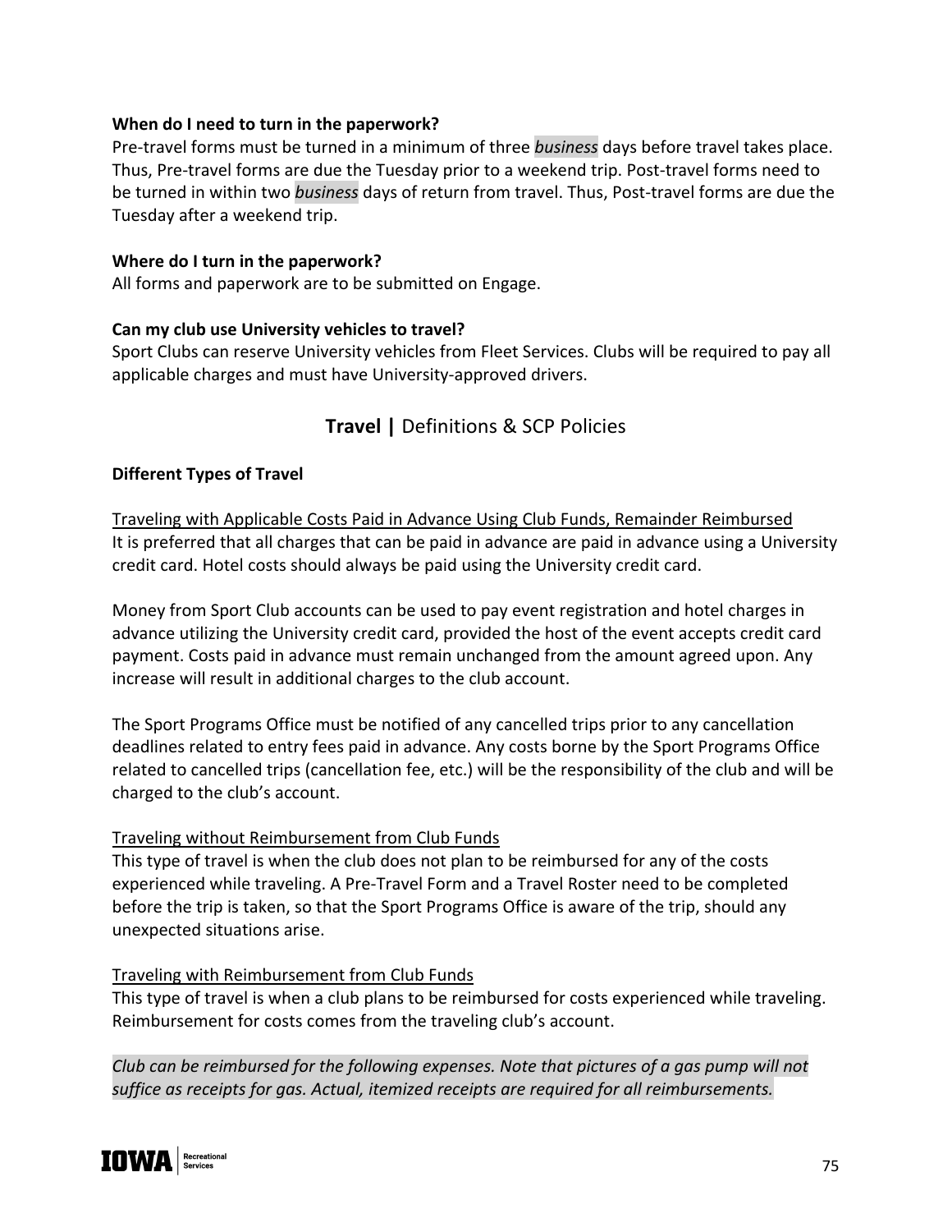**When do I need to turn in the paperwork?**
Pre-travel forms must be turned in a minimum of three *business* days before travel takes place. Thus, Pre-travel forms are due the Tuesday prior to a weekend trip. Post-travel forms need to be turned in within two *business* days of return from travel. Thus, Post-travel forms are due the Tuesday after a weekend trip.

**Where do I turn in the paperwork?**
All forms and paperwork are to be submitted on Engage.

**Can my club use University vehicles to travel?**
Sport Clubs can reserve University vehicles from Fleet Services. Clubs will be required to pay all applicable charges and must have University-approved drivers.

## **Travel |** Definitions & SCP Policies

**Different Types of Travel**

<u>Traveling with Applicable Costs Paid in Advance Using Club Funds, Remainder Reimbursed</u>
It is preferred that all charges that can be paid in advance are paid in advance using a University credit card. Hotel costs should always be paid using the University credit card.

Money from Sport Club accounts can be used to pay event registration and hotel charges in advance utilizing the University credit card, provided the host of the event accepts credit card payment. Costs paid in advance must remain unchanged from the amount agreed upon. Any increase will result in additional charges to the club account.

The Sport Programs Office must be notified of any cancelled trips prior to any cancellation deadlines related to entry fees paid in advance. Any costs borne by the Sport Programs Office related to cancelled trips (cancellation fee, etc.) will be the responsibility of the club and will be charged to the club's account.

<u>Traveling without Reimbursement from Club Funds</u>
This type of travel is when the club does not plan to be reimbursed for any of the costs experienced while traveling. A Pre-Travel Form and a Travel Roster need to be completed before the trip is taken, so that the Sport Programs Office is aware of the trip, should any unexpected situations arise.

<u>Traveling with Reimbursement from Club Funds</u>
This type of travel is when a club plans to be reimbursed for costs experienced while traveling. Reimbursement for costs comes from the traveling club's account.

*Club can be reimbursed for the following expenses. Note that pictures of a gas pump will not suffice as receipts for gas. Actual, itemized receipts are required for all reimbursements.*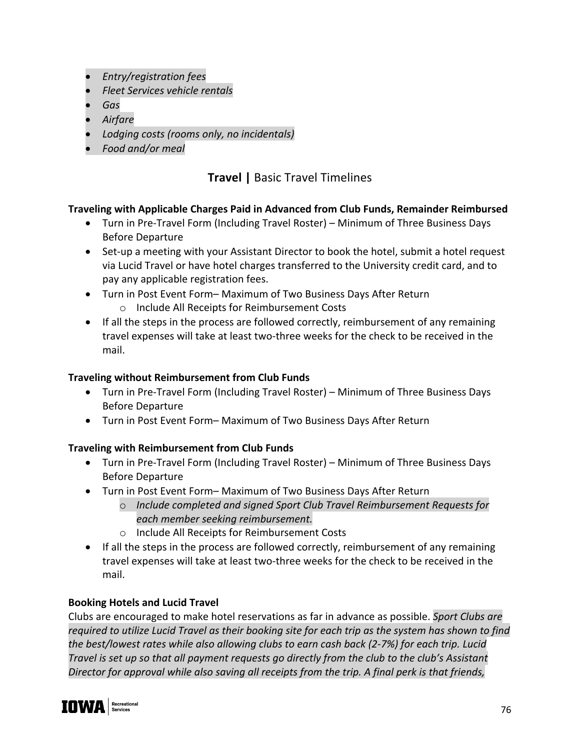- *Entry/registration fees*
- *Fleet Services vehicle rentals*
- *Gas*
- *Airfare*
- *Lodging costs (rooms only, no incidentals)*
- *Food and/or meal*

## **Travel |** Basic Travel Timelines

**Traveling with Applicable Charges Paid in Advanced from Club Funds, Remainder Reimbursed**

- Turn in Pre-Travel Form (Including Travel Roster) – Minimum of Three Business Days Before Departure
- Set-up a meeting with your Assistant Director to book the hotel, submit a hotel request via Lucid Travel or have hotel charges transferred to the University credit card, and to pay any applicable registration fees.
- Turn in Post Event Form– Maximum of Two Business Days After Return
    - Include All Receipts for Reimbursement Costs
- If all the steps in the process are followed correctly, reimbursement of any remaining travel expenses will take at least two-three weeks for the check to be received in the mail.

**Traveling without Reimbursement from Club Funds**

- Turn in Pre-Travel Form (Including Travel Roster) – Minimum of Three Business Days Before Departure
- Turn in Post Event Form– Maximum of Two Business Days After Return

**Traveling with Reimbursement from Club Funds**

- Turn in Pre-Travel Form (Including Travel Roster) – Minimum of Three Business Days Before Departure
- Turn in Post Event Form– Maximum of Two Business Days After Return
    - *Include completed and signed Sport Club Travel Reimbursement Requests for each member seeking reimbursement.*
    - Include All Receipts for Reimbursement Costs
- If all the steps in the process are followed correctly, reimbursement of any remaining travel expenses will take at least two-three weeks for the check to be received in the mail.

**Booking Hotels and Lucid Travel**

Clubs are encouraged to make hotel reservations as far in advance as possible. *Sport Clubs are required to utilize Lucid Travel as their booking site for each trip as the system has shown to find the best/lowest rates while also allowing clubs to earn cash back (2-7%) for each trip. Lucid Travel is set up so that all payment requests go directly from the club to the club's Assistant Director for approval while also saving all receipts from the trip. A final perk is that friends,*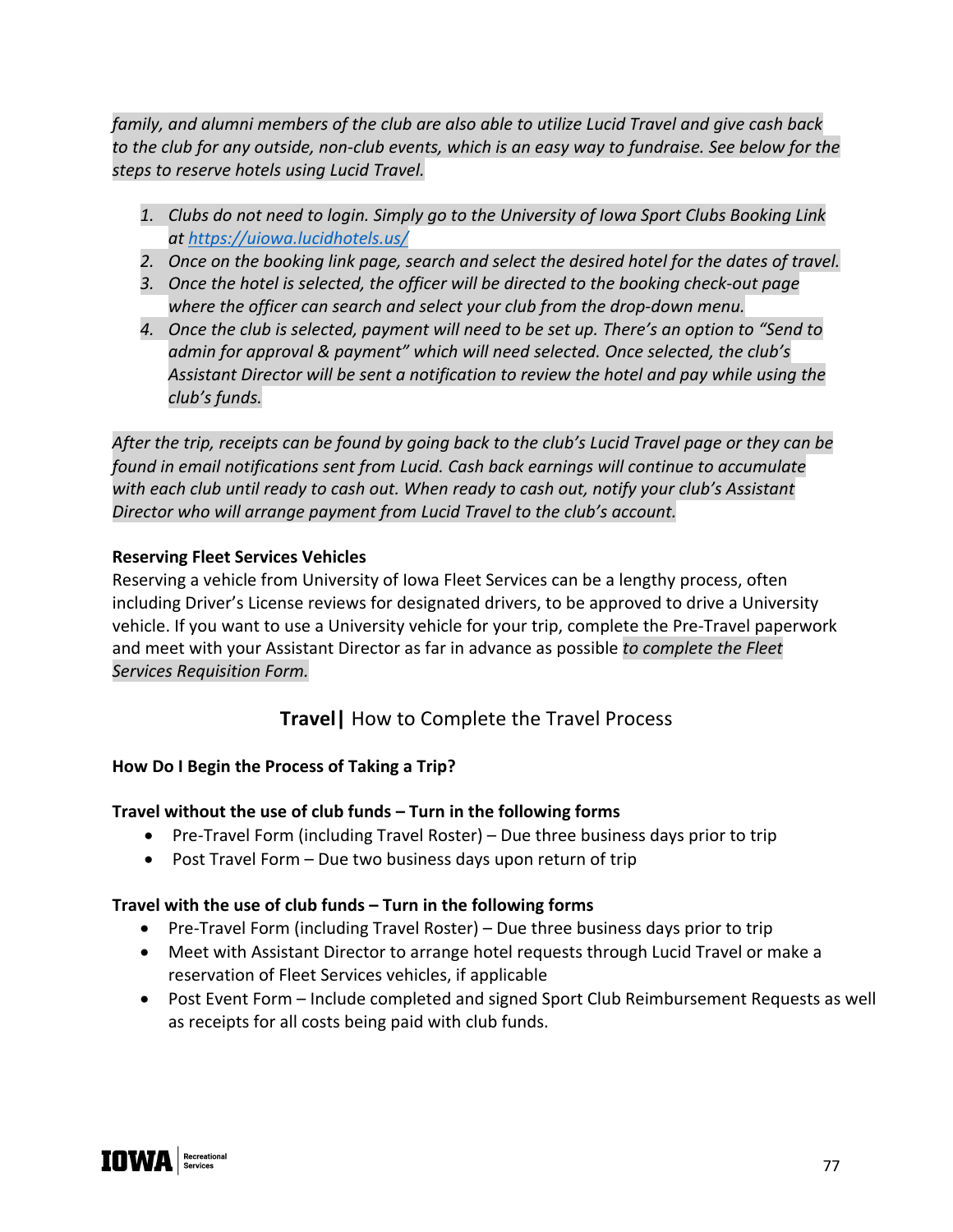*family, and alumni members of the club are also able to utilize Lucid Travel and give cash back to the club for any outside, non-club events, which is an easy way to fundraise. See below for the steps to reserve hotels using Lucid Travel.*

1. *Clubs do not need to login. Simply go to the University of Iowa Sport Clubs Booking Link at [https://uiowa.lucidhotels.us/](https://uiowa.lucidhotels.us/)*
2. *Once on the booking link page, search and select the desired hotel for the dates of travel.*
3. *Once the hotel is selected, the officer will be directed to the booking check-out page where the officer can search and select your club from the drop-down menu.*
4. *Once the club is selected, payment will need to be set up. There's an option to "Send to admin for approval & payment" which will need selected. Once selected, the club's Assistant Director will be sent a notification to review the hotel and pay while using the club's funds.*

*After the trip, receipts can be found by going back to the club's Lucid Travel page or they can be found in email notifications sent from Lucid. Cash back earnings will continue to accumulate with each club until ready to cash out. When ready to cash out, notify your club's Assistant Director who will arrange payment from Lucid Travel to the club's account.*

**Reserving Fleet Services Vehicles**

Reserving a vehicle from University of Iowa Fleet Services can be a lengthy process, often including Driver's License reviews for designated drivers, to be approved to drive a University vehicle. If you want to use a University vehicle for your trip, complete the Pre-Travel paperwork and meet with your Assistant Director as far in advance as possible *to complete the Fleet Services Requisition Form.*

## **Travel |** How to Complete the Travel Process

**How Do I Begin the Process of Taking a Trip?**

**Travel without the use of club funds – Turn in the following forms**

- Pre-Travel Form (including Travel Roster) – Due three business days prior to trip
- Post Travel Form – Due two business days upon return of trip

**Travel with the use of club funds – Turn in the following forms**

- Pre-Travel Form (including Travel Roster) – Due three business days prior to trip
- Meet with Assistant Director to arrange hotel requests through Lucid Travel or make a reservation of Fleet Services vehicles, if applicable
- Post Event Form – Include completed and signed Sport Club Reimbursement Requests as well as receipts for all costs being paid with club funds.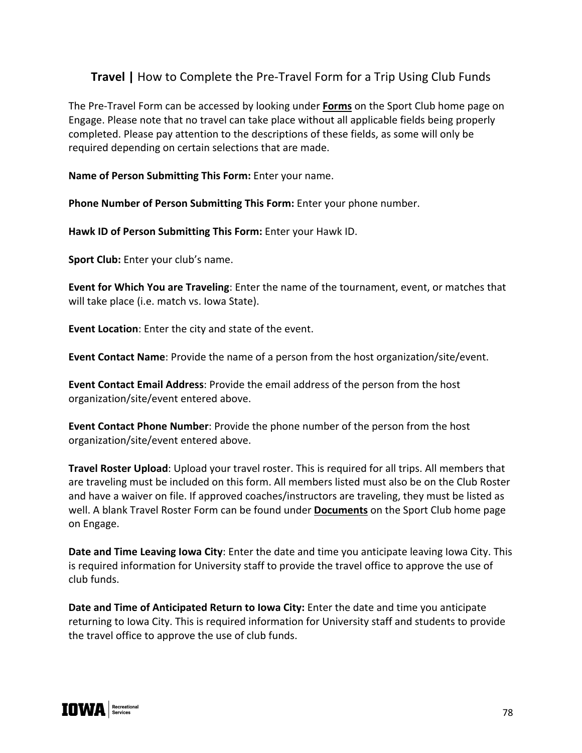## **Travel |** How to Complete the Pre-Travel Form for a Trip Using Club Funds

The Pre-Travel Form can be accessed by looking under **Forms** on the Sport Club home page on Engage. Please note that no travel can take place without all applicable fields being properly completed. Please pay attention to the descriptions of these fields, as some will only be required depending on certain selections that are made.

**Name of Person Submitting This Form:** Enter your name.

**Phone Number of Person Submitting This Form:** Enter your phone number.

**Hawk ID of Person Submitting This Form:** Enter your Hawk ID.

**Sport Club:** Enter your club's name.

**Event for Which You are Traveling**: Enter the name of the tournament, event, or matches that will take place (i.e. match vs. Iowa State).

**Event Location**: Enter the city and state of the event.

**Event Contact Name**: Provide the name of a person from the host organization/site/event.

**Event Contact Email Address**: Provide the email address of the person from the host organization/site/event entered above.

**Event Contact Phone Number**: Provide the phone number of the person from the host organization/site/event entered above.

**Travel Roster Upload**: Upload your travel roster. This is required for all trips. All members that are traveling must be included on this form. All members listed must also be on the Club Roster and have a waiver on file. If approved coaches/instructors are traveling, they must be listed as well. A blank Travel Roster Form can be found under **Documents** on the Sport Club home page on Engage.

**Date and Time Leaving Iowa City**: Enter the date and time you anticipate leaving Iowa City. This is required information for University staff to provide the travel office to approve the use of club funds.

**Date and Time of Anticipated Return to Iowa City:** Enter the date and time you anticipate returning to Iowa City. This is required information for University staff and students to provide the travel office to approve the use of club funds.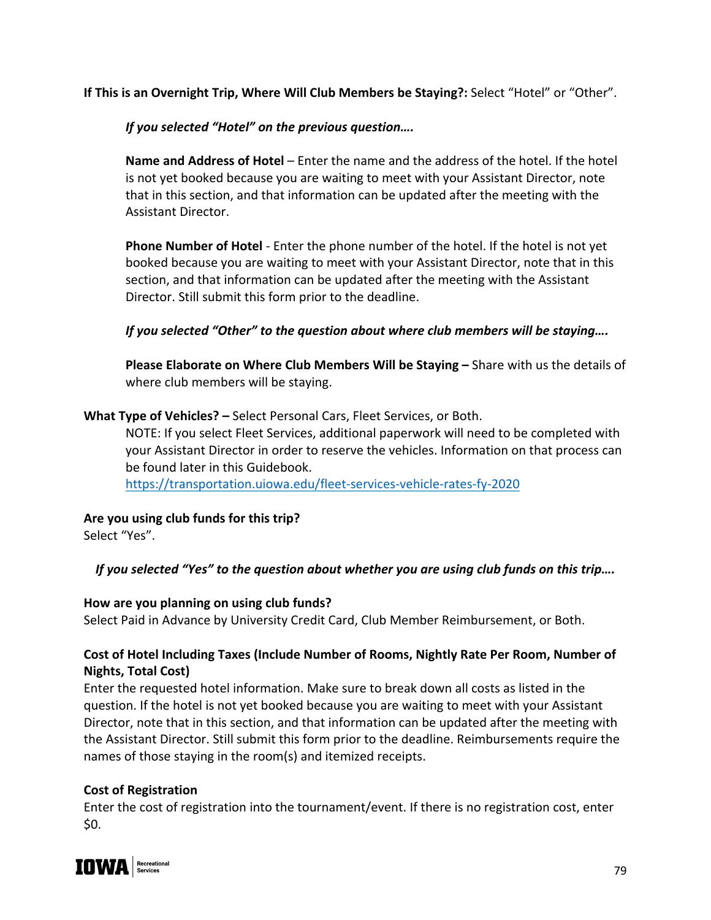**If This is an Overnight Trip, Where Will Club Members be Staying?:** Select "Hotel" or "Other".

> ***If you selected "Hotel" on the previous question….***
>
> **Name and Address of Hotel** – Enter the name and the address of the hotel. If the hotel is not yet booked because you are waiting to meet with your Assistant Director, note that in this section, and that information can be updated after the meeting with the Assistant Director.
>
> **Phone Number of Hotel** - Enter the phone number of the hotel. If the hotel is not yet booked because you are waiting to meet with your Assistant Director, note that in this section, and that information can be updated after the meeting with the Assistant Director. Still submit this form prior to the deadline.
>
> ***If you selected "Other" to the question about where club members will be staying….***
>
> **Please Elaborate on Where Club Members Will be Staying –** Share with us the details of where club members will be staying.

**What Type of Vehicles? –** Select Personal Cars, Fleet Services, or Both.

> NOTE: If you select Fleet Services, additional paperwork will need to be completed with your Assistant Director in order to reserve the vehicles. Information on that process can be found later in this Guidebook.
> https://transportation.uiowa.edu/fleet-services-vehicle-rates-fy-2020

**Are you using club funds for this trip?**
Select "Yes".

***If you selected "Yes" to the question about whether you are using club funds on this trip….***

**How are you planning on using club funds?**
Select Paid in Advance by University Credit Card, Club Member Reimbursement, or Both.

**Cost of Hotel Including Taxes (Include Number of Rooms, Nightly Rate Per Room, Number of Nights, Total Cost)**
Enter the requested hotel information. Make sure to break down all costs as listed in the question. If the hotel is not yet booked because you are waiting to meet with your Assistant Director, note that in this section, and that information can be updated after the meeting with the Assistant Director. Still submit this form prior to the deadline. Reimbursements require the names of those staying in the room(s) and itemized receipts.

**Cost of Registration**
Enter the cost of registration into the tournament/event. If there is no registration cost, enter $0.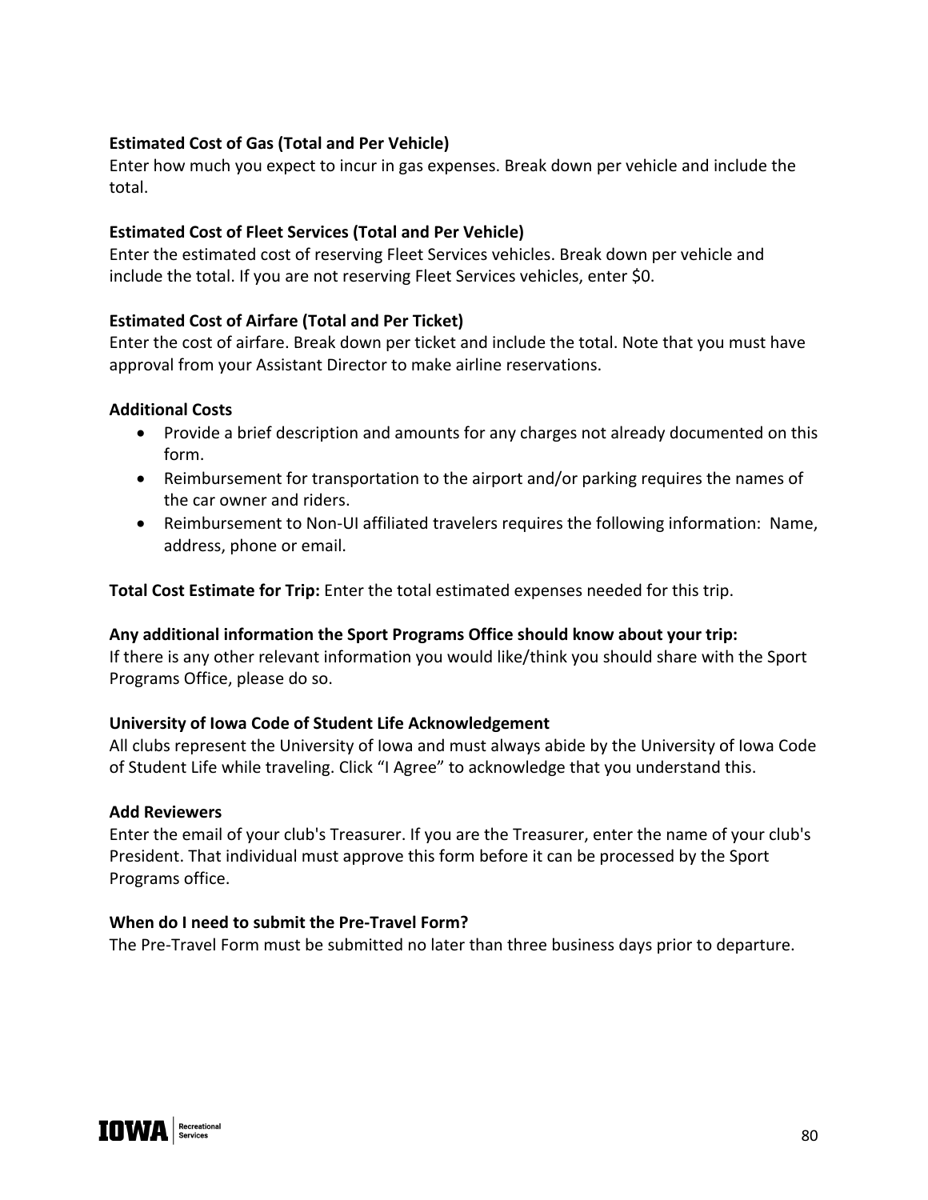**Estimated Cost of Gas (Total and Per Vehicle)**
Enter how much you expect to incur in gas expenses. Break down per vehicle and include the total.

**Estimated Cost of Fleet Services (Total and Per Vehicle)**
Enter the estimated cost of reserving Fleet Services vehicles. Break down per vehicle and include the total. If you are not reserving Fleet Services vehicles, enter $0.

**Estimated Cost of Airfare (Total and Per Ticket)**
Enter the cost of airfare. Break down per ticket and include the total. Note that you must have approval from your Assistant Director to make airline reservations.

**Additional Costs**

- Provide a brief description and amounts for any charges not already documented on this form.
- Reimbursement for transportation to the airport and/or parking requires the names of the car owner and riders.
- Reimbursement to Non-UI affiliated travelers requires the following information: Name, address, phone or email.

**Total Cost Estimate for Trip:** Enter the total estimated expenses needed for this trip.

**Any additional information the Sport Programs Office should know about your trip:**
If there is any other relevant information you would like/think you should share with the Sport Programs Office, please do so.

**University of Iowa Code of Student Life Acknowledgement**
All clubs represent the University of Iowa and must always abide by the University of Iowa Code of Student Life while traveling. Click "I Agree" to acknowledge that you understand this.

**Add Reviewers**
Enter the email of your club's Treasurer. If you are the Treasurer, enter the name of your club's President. That individual must approve this form before it can be processed by the Sport Programs office.

**When do I need to submit the Pre-Travel Form?**
The Pre-Travel Form must be submitted no later than three business days prior to departure.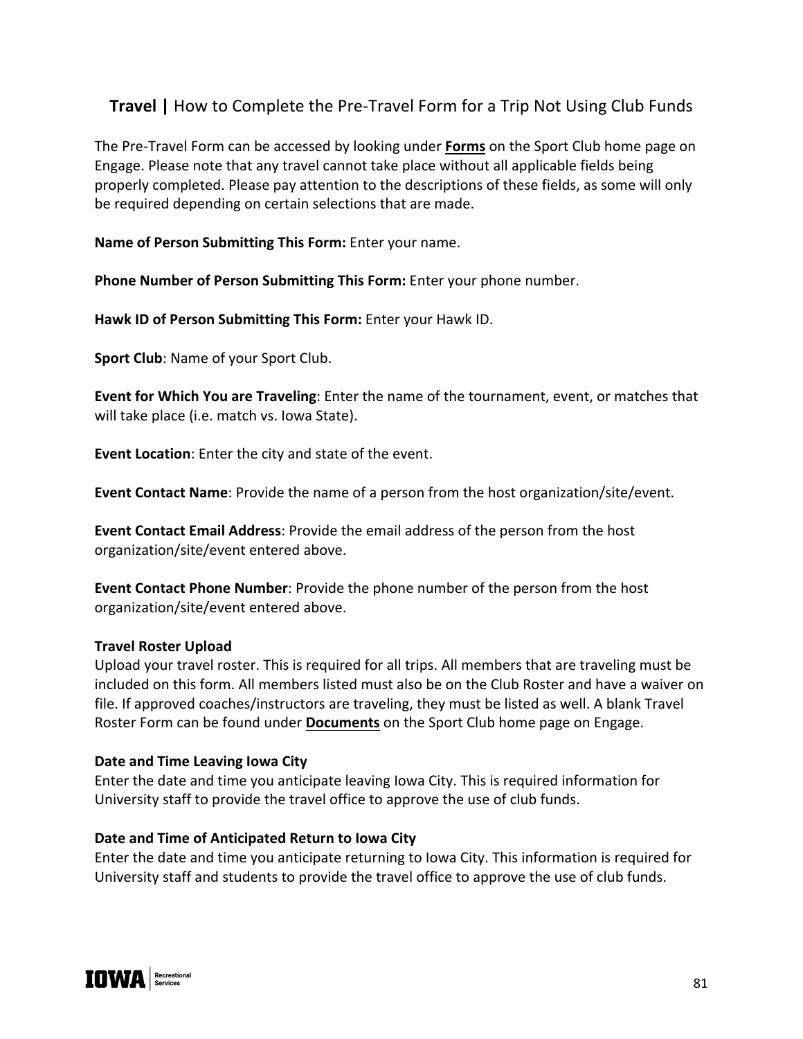## **Travel |** How to Complete the Pre-Travel Form for a Trip Not Using Club Funds

The Pre-Travel Form can be accessed by looking under **Forms** on the Sport Club home page on Engage. Please note that any travel cannot take place without all applicable fields being properly completed. Please pay attention to the descriptions of these fields, as some will only be required depending on certain selections that are made.

**Name of Person Submitting This Form:** Enter your name.

**Phone Number of Person Submitting This Form:** Enter your phone number.

**Hawk ID of Person Submitting This Form:** Enter your Hawk ID.

**Sport Club**: Name of your Sport Club.

**Event for Which You are Traveling**: Enter the name of the tournament, event, or matches that will take place (i.e. match vs. Iowa State).

**Event Location**: Enter the city and state of the event.

**Event Contact Name**: Provide the name of a person from the host organization/site/event.

**Event Contact Email Address**: Provide the email address of the person from the host organization/site/event entered above.

**Event Contact Phone Number**: Provide the phone number of the person from the host organization/site/event entered above.

**Travel Roster Upload**

Upload your travel roster. This is required for all trips. All members that are traveling must be included on this form. All members listed must also be on the Club Roster and have a waiver on file. If approved coaches/instructors are traveling, they must be listed as well. A blank Travel Roster Form can be found under **Documents** on the Sport Club home page on Engage.

**Date and Time Leaving Iowa City**

Enter the date and time you anticipate leaving Iowa City. This is required information for University staff to provide the travel office to approve the use of club funds.

**Date and Time of Anticipated Return to Iowa City**

Enter the date and time you anticipate returning to Iowa City. This information is required for University staff and students to provide the travel office to approve the use of club funds.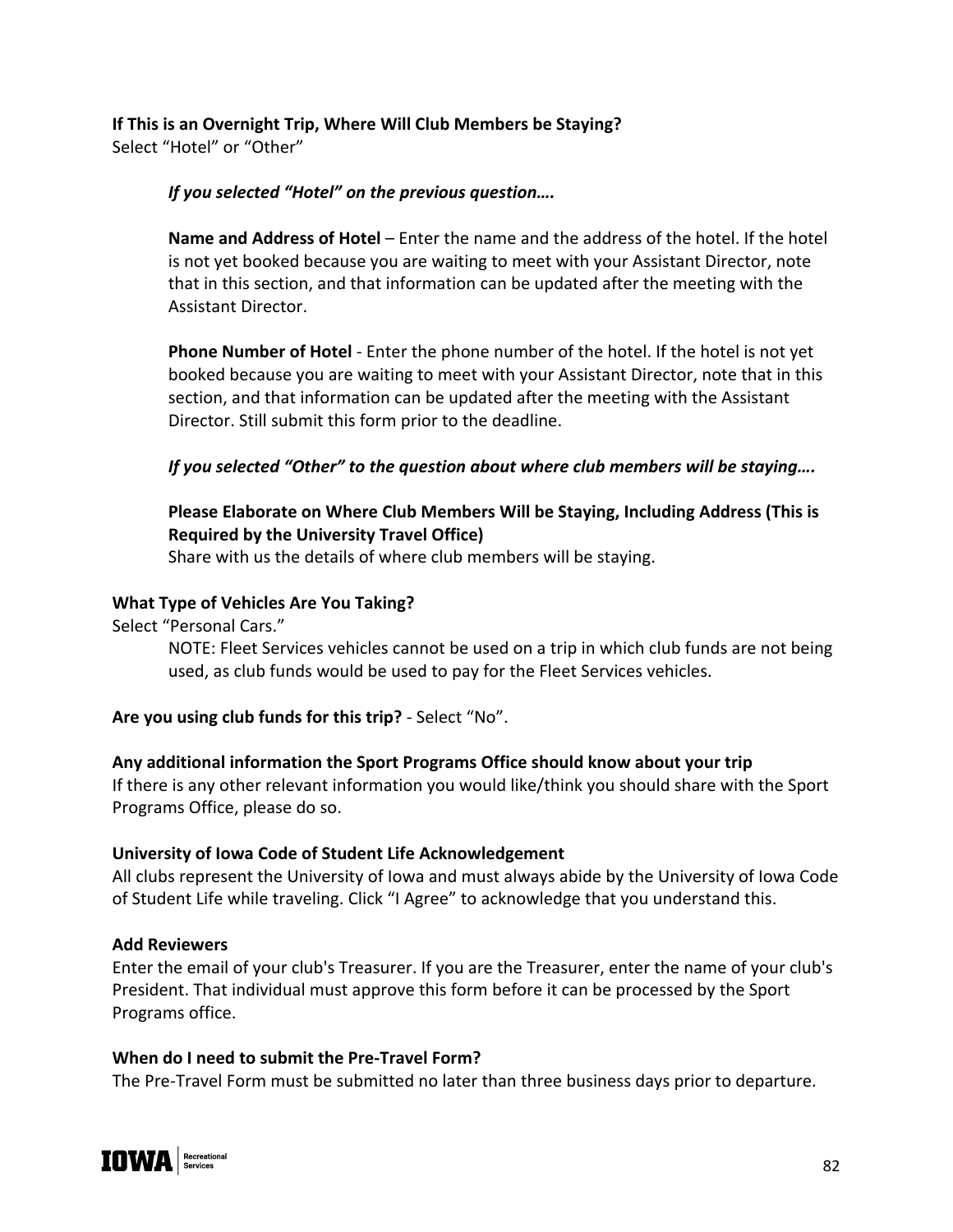**If This is an Overnight Trip, Where Will Club Members be Staying?**
Select "Hotel" or "Other"

> ***If you selected "Hotel" on the previous question….***
>
> **Name and Address of Hotel** – Enter the name and the address of the hotel. If the hotel is not yet booked because you are waiting to meet with your Assistant Director, note that in this section, and that information can be updated after the meeting with the Assistant Director.
>
> **Phone Number of Hotel** - Enter the phone number of the hotel. If the hotel is not yet booked because you are waiting to meet with your Assistant Director, note that in this section, and that information can be updated after the meeting with the Assistant Director. Still submit this form prior to the deadline.
>
> ***If you selected "Other" to the question about where club members will be staying….***
>
> **Please Elaborate on Where Club Members Will be Staying, Including Address (This is Required by the University Travel Office)**
> Share with us the details of where club members will be staying.

**What Type of Vehicles Are You Taking?**
Select "Personal Cars."

> NOTE: Fleet Services vehicles cannot be used on a trip in which club funds are not being used, as club funds would be used to pay for the Fleet Services vehicles.

**Are you using club funds for this trip?** - Select "No".

**Any additional information the Sport Programs Office should know about your trip**
If there is any other relevant information you would like/think you should share with the Sport Programs Office, please do so.

**University of Iowa Code of Student Life Acknowledgement**
All clubs represent the University of Iowa and must always abide by the University of Iowa Code of Student Life while traveling. Click "I Agree" to acknowledge that you understand this.

**Add Reviewers**
Enter the email of your club's Treasurer. If you are the Treasurer, enter the name of your club's President. That individual must approve this form before it can be processed by the Sport Programs office.

**When do I need to submit the Pre-Travel Form?**
The Pre-Travel Form must be submitted no later than three business days prior to departure.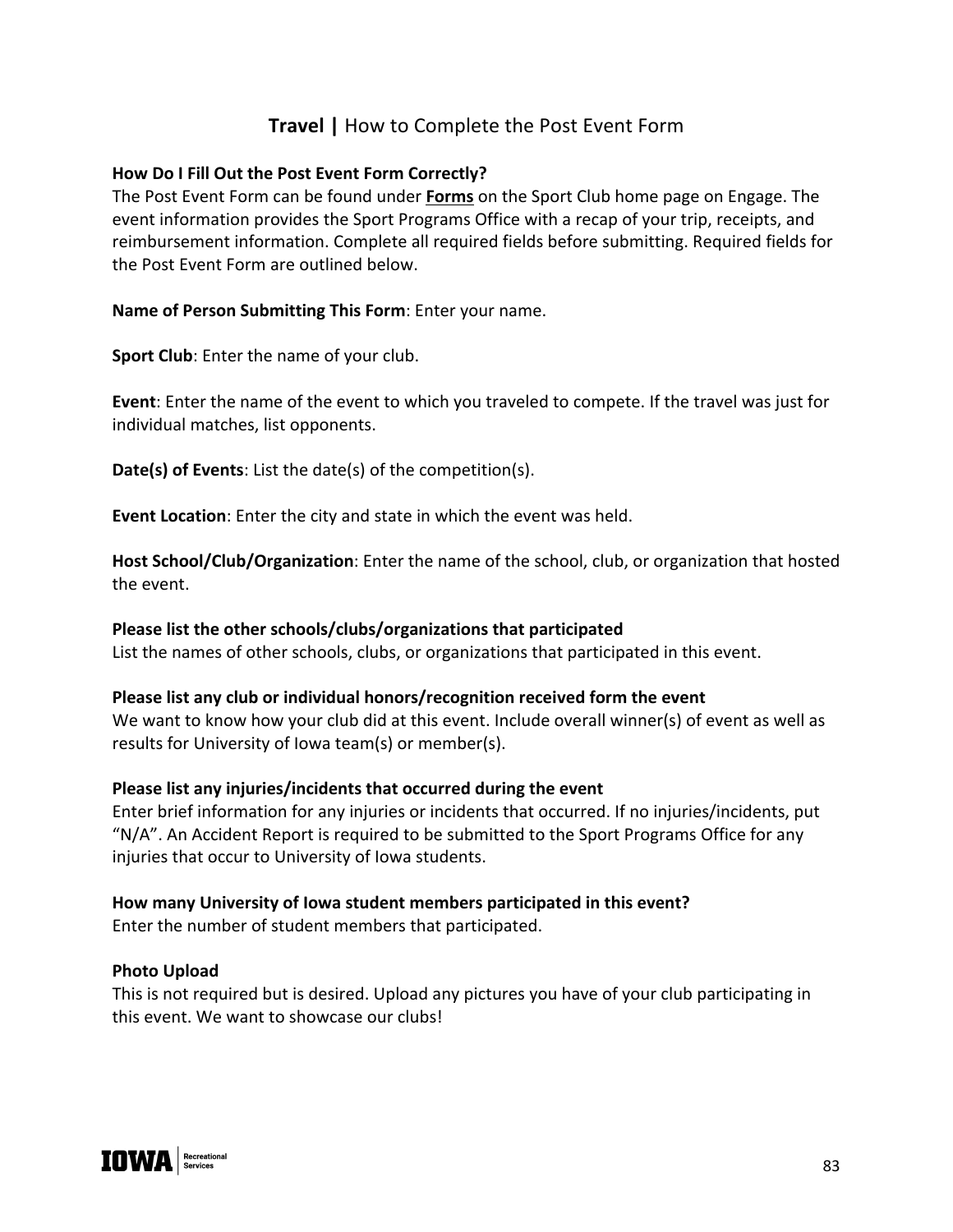## **Travel |** How to Complete the Post Event Form

**How Do I Fill Out the Post Event Form Correctly?**

The Post Event Form can be found under **Forms** on the Sport Club home page on Engage. The event information provides the Sport Programs Office with a recap of your trip, receipts, and reimbursement information. Complete all required fields before submitting. Required fields for the Post Event Form are outlined below.

**Name of Person Submitting This Form**: Enter your name.

**Sport Club**: Enter the name of your club.

**Event**: Enter the name of the event to which you traveled to compete. If the travel was just for individual matches, list opponents.

**Date(s) of Events**: List the date(s) of the competition(s).

**Event Location**: Enter the city and state in which the event was held.

**Host School/Club/Organization**: Enter the name of the school, club, or organization that hosted the event.

**Please list the other schools/clubs/organizations that participated**

List the names of other schools, clubs, or organizations that participated in this event.

**Please list any club or individual honors/recognition received form the event**

We want to know how your club did at this event. Include overall winner(s) of event as well as results for University of Iowa team(s) or member(s).

**Please list any injuries/incidents that occurred during the event**

Enter brief information for any injuries or incidents that occurred. If no injuries/incidents, put "N/A". An Accident Report is required to be submitted to the Sport Programs Office for any injuries that occur to University of Iowa students.

**How many University of Iowa student members participated in this event?**

Enter the number of student members that participated.

**Photo Upload**

This is not required but is desired. Upload any pictures you have of your club participating in this event. We want to showcase our clubs!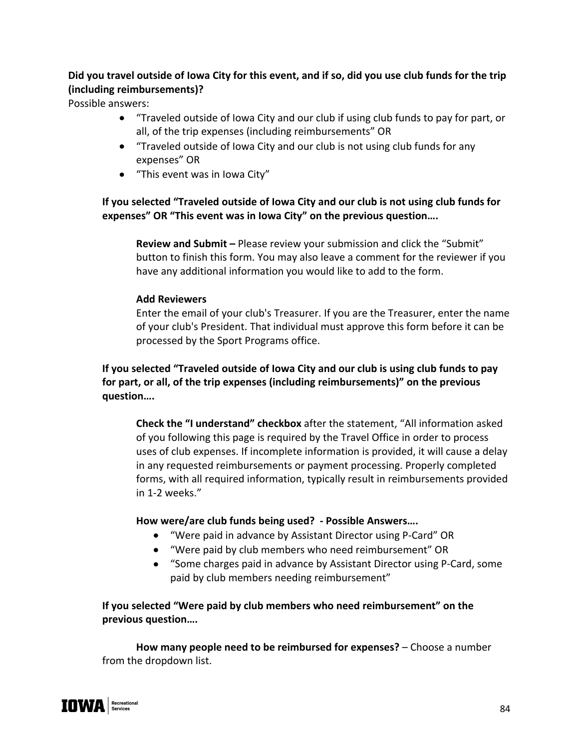**Did you travel outside of Iowa City for this event, and if so, did you use club funds for the trip (including reimbursements)?**

Possible answers:

- "Traveled outside of Iowa City and our club if using club funds to pay for part, or all, of the trip expenses (including reimbursements" OR
- "Traveled outside of Iowa City and our club is not using club funds for any expenses" OR
- "This event was in Iowa City"

**If you selected "Traveled outside of Iowa City and our club is not using club funds for expenses" OR "This event was in Iowa City" on the previous question….**

**Review and Submit –** Please review your submission and click the "Submit" button to finish this form. You may also leave a comment for the reviewer if you have any additional information you would like to add to the form.

**Add Reviewers**

Enter the email of your club's Treasurer. If you are the Treasurer, enter the name of your club's President. That individual must approve this form before it can be processed by the Sport Programs office.

**If you selected "Traveled outside of Iowa City and our club is using club funds to pay for part, or all, of the trip expenses (including reimbursements)" on the previous question….**

**Check the "I understand" checkbox** after the statement, "All information asked of you following this page is required by the Travel Office in order to process uses of club expenses. If incomplete information is provided, it will cause a delay in any requested reimbursements or payment processing. Properly completed forms, with all required information, typically result in reimbursements provided in 1-2 weeks."

**How were/are club funds being used? - Possible Answers….**

- "Were paid in advance by Assistant Director using P-Card" OR
- "Were paid by club members who need reimbursement" OR
- "Some charges paid in advance by Assistant Director using P-Card, some paid by club members needing reimbursement"

**If you selected "Were paid by club members who need reimbursement" on the previous question….**

**How many people need to be reimbursed for expenses?** – Choose a number from the dropdown list.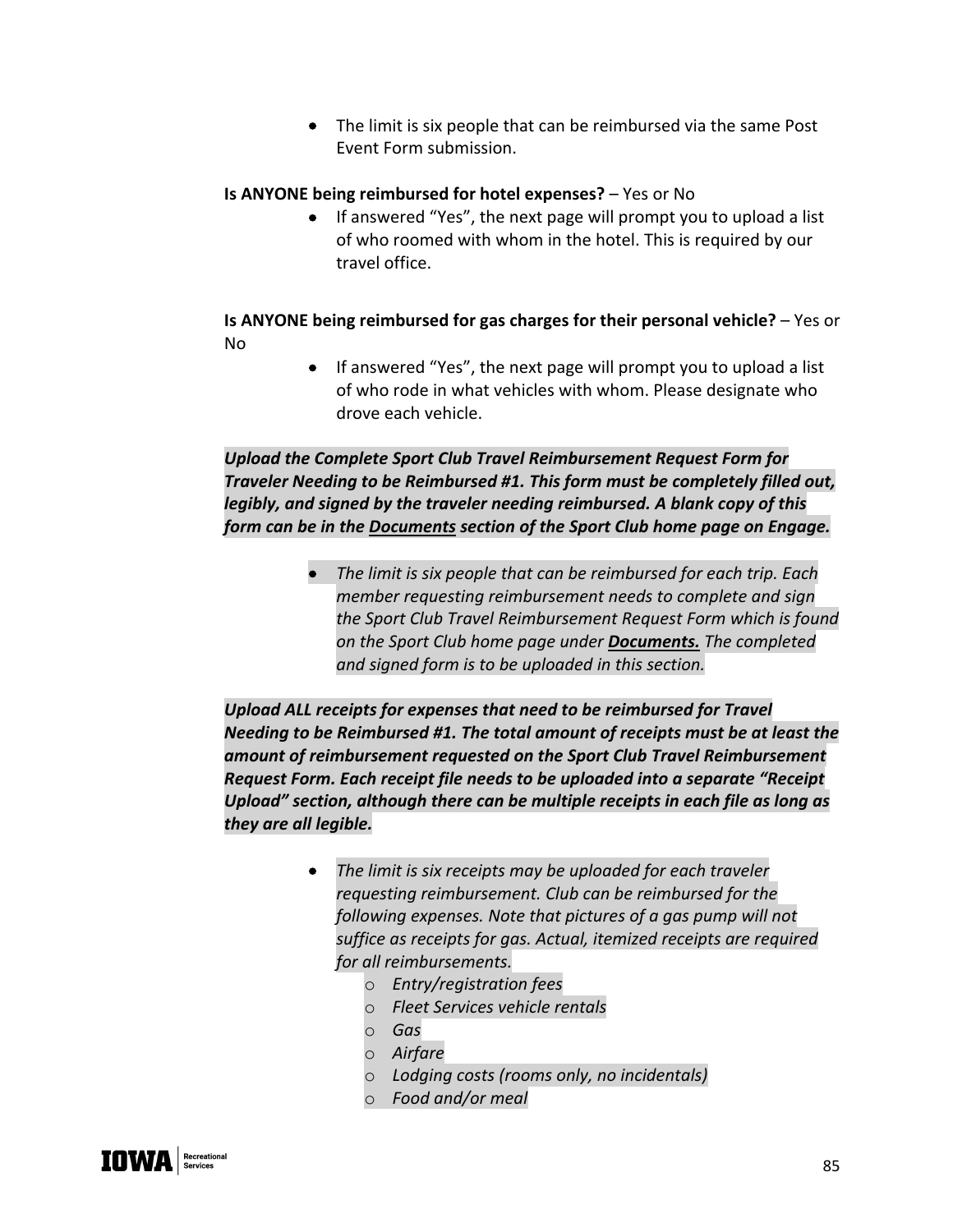- The limit is six people that can be reimbursed via the same Post Event Form submission.

**Is ANYONE being reimbursed for hotel expenses?** – Yes or No

- If answered "Yes", the next page will prompt you to upload a list of who roomed with whom in the hotel. This is required by our travel office.

**Is ANYONE being reimbursed for gas charges for their personal vehicle?** – Yes or No

- If answered "Yes", the next page will prompt you to upload a list of who rode in what vehicles with whom. Please designate who drove each vehicle.

***Upload the Complete Sport Club Travel Reimbursement Request Form for Traveler Needing to be Reimbursed #1. This form must be completely filled out, legibly, and signed by the traveler needing reimbursed. A blank copy of this form can be in the Documents section of the Sport Club home page on Engage.***

- *The limit is six people that can be reimbursed for each trip. Each member requesting reimbursement needs to complete and sign the Sport Club Travel Reimbursement Request Form which is found on the Sport Club home page under **Documents.** The completed and signed form is to be uploaded in this section.*

***Upload ALL receipts for expenses that need to be reimbursed for Travel Needing to be Reimbursed #1. The total amount of receipts must be at least the amount of reimbursement requested on the Sport Club Travel Reimbursement Request Form. Each receipt file needs to be uploaded into a separate "Receipt Upload" section, although there can be multiple receipts in each file as long as they are all legible.***

- *The limit is six receipts may be uploaded for each traveler requesting reimbursement. Club can be reimbursed for the following expenses. Note that pictures of a gas pump will not suffice as receipts for gas. Actual, itemized receipts are required for all reimbursements.*
  - *Entry/registration fees*
  - *Fleet Services vehicle rentals*
  - *Gas*
  - *Airfare*
  - *Lodging costs (rooms only, no incidentals)*
  - *Food and/or meal*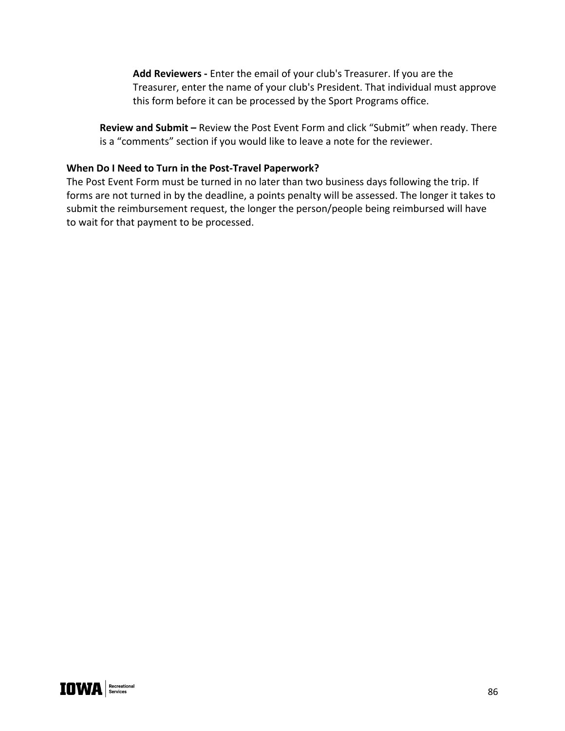**Add Reviewers -** Enter the email of your club's Treasurer. If you are the Treasurer, enter the name of your club's President. That individual must approve this form before it can be processed by the Sport Programs office.

**Review and Submit –** Review the Post Event Form and click "Submit" when ready. There is a "comments" section if you would like to leave a note for the reviewer.

**When Do I Need to Turn in the Post-Travel Paperwork?**

The Post Event Form must be turned in no later than two business days following the trip. If forms are not turned in by the deadline, a points penalty will be assessed. The longer it takes to submit the reimbursement request, the longer the person/people being reimbursed will have to wait for that payment to be processed.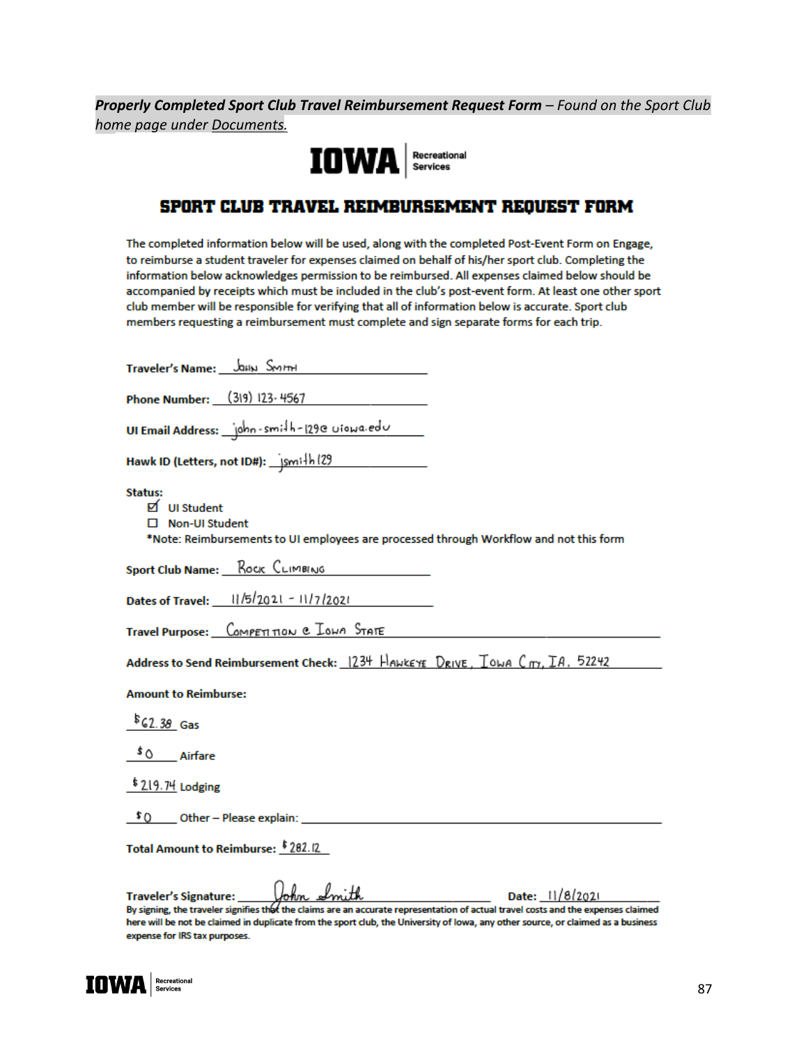***Properly Completed Sport Club Travel Reimbursement Request Form** – Found on the Sport Club home page under Documents.*

IOWA | Recreational Services

# SPORT CLUB TRAVEL REIMBURSEMENT REQUEST FORM

The completed information below will be used, along with the completed Post-Event Form on Engage, to reimburse a student traveler for expenses claimed on behalf of his/her sport club. Completing the information below acknowledges permission to be reimbursed. All expenses claimed below should be accompanied by receipts which must be included in the club's post-event form. At least one other sport club member will be responsible for verifying that all of information below is accurate. Sport club members requesting a reimbursement must complete and sign separate forms for each trip.

**Traveler's Name:** John Smith

**Phone Number:** (319) 123-4567

**UI Email Address:** john-smith-129@uiowa.edu

**Hawk ID (Letters, not ID#):** jsmith129

**Status:**

- ☑ UI Student
- ☐ Non-UI Student

*Note: Reimbursements to UI employees are processed through Workflow and not this form

**Sport Club Name:** Rock Climbing

**Dates of Travel:** 11/5/2021 - 11/7/2021

**Travel Purpose:** Competition @ Iowa State

**Address to Send Reimbursement Check:** 1234 Hawkeye Drive, Iowa City, IA, 52242

**Amount to Reimburse:**

$62.38 Gas

$0 Airfare

$219.74 Lodging

$0 Other – Please explain: ______

**Total Amount to Reimburse:** $282.12

**Traveler's Signature:** John Smith **Date:** 11/8/2021

By signing, the traveler signifies that the claims are an accurate representation of actual travel costs and the expenses claimed here will be not be claimed in duplicate from the sport club, the University of Iowa, any other source, or claimed as a business expense for IRS tax purposes.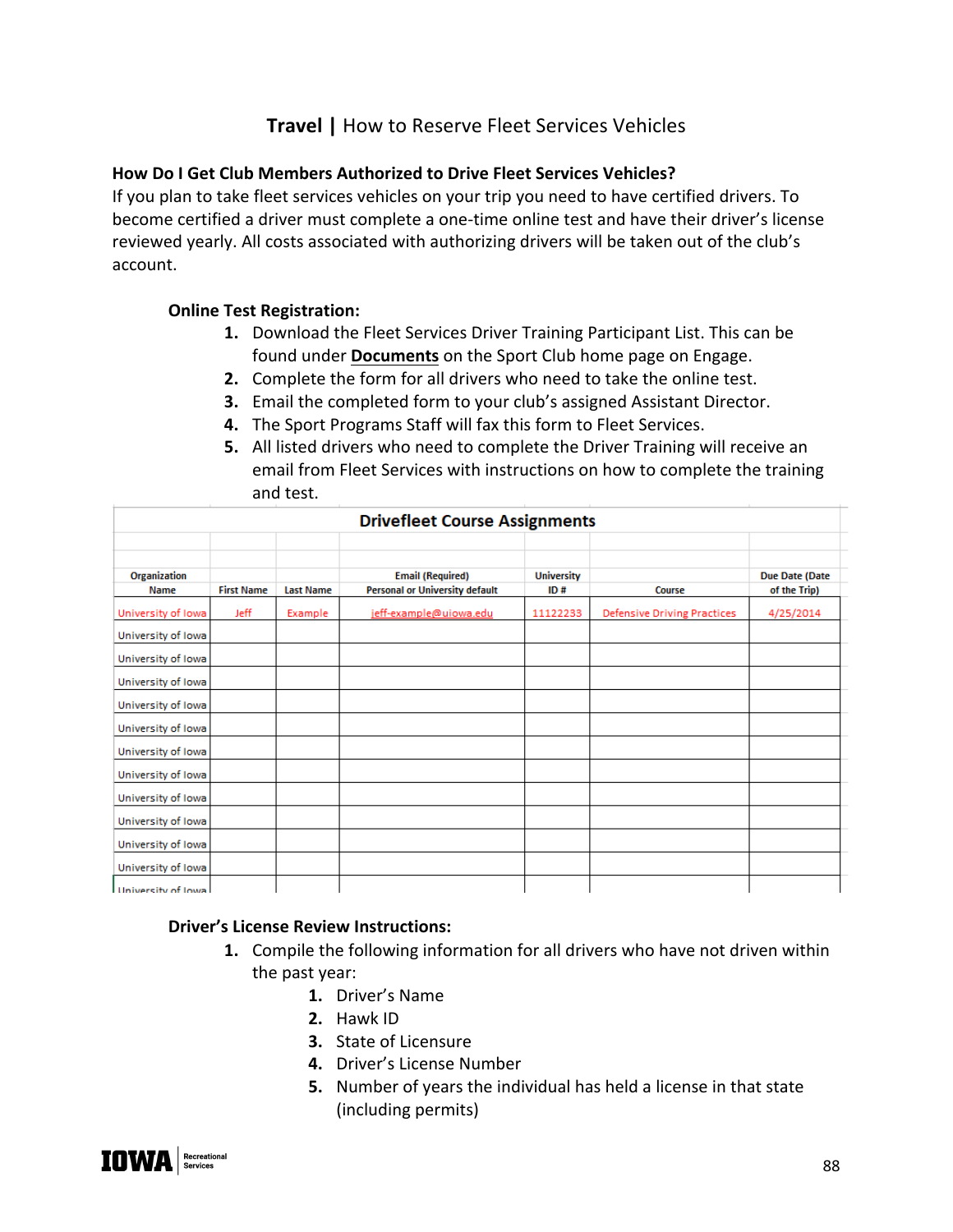**Travel |** How to Reserve Fleet Services Vehicles

**How Do I Get Club Members Authorized to Drive Fleet Services Vehicles?**
If you plan to take fleet services vehicles on your trip you need to have certified drivers. To become certified a driver must complete a one-time online test and have their driver's license reviewed yearly. All costs associated with authorizing drivers will be taken out of the club's account.

**Online Test Registration:**

1. Download the Fleet Services Driver Training Participant List. This can be found under **Documents** on the Sport Club home page on Engage.
2. Complete the form for all drivers who need to take the online test.
3. Email the completed form to your club's assigned Assistant Director.
4. The Sport Programs Staff will fax this form to Fleet Services.
5. All listed drivers who need to complete the Driver Training will receive an email from Fleet Services with instructions on how to complete the training and test.

**Drivefleet Course Assignments**

| Organization Name | First Name | Last Name | Email (Required) Personal or University default | University ID # | Course | Due Date (Date of the Trip) |
|---|---|---|---|---|---|---|
| University of Iowa | Jeff | Example | jeff-example@uiowa.edu | 11122233 | Defensive Driving Practices | 4/25/2014 |
| University of Iowa | | | | | | |
| University of Iowa | | | | | | |
| University of Iowa | | | | | | |
| University of Iowa | | | | | | |
| University of Iowa | | | | | | |
| University of Iowa | | | | | | |
| University of Iowa | | | | | | |
| University of Iowa | | | | | | |
| University of Iowa | | | | | | |
| University of Iowa | | | | | | |
| University of Iowa | | | | | | |
| University of Iowa | | | | | | |

**Driver's License Review Instructions:**

1. Compile the following information for all drivers who have not driven within the past year:
   1. Driver's Name
   2. Hawk ID
   3. State of Licensure
   4. Driver's License Number
   5. Number of years the individual has held a license in that state (including permits)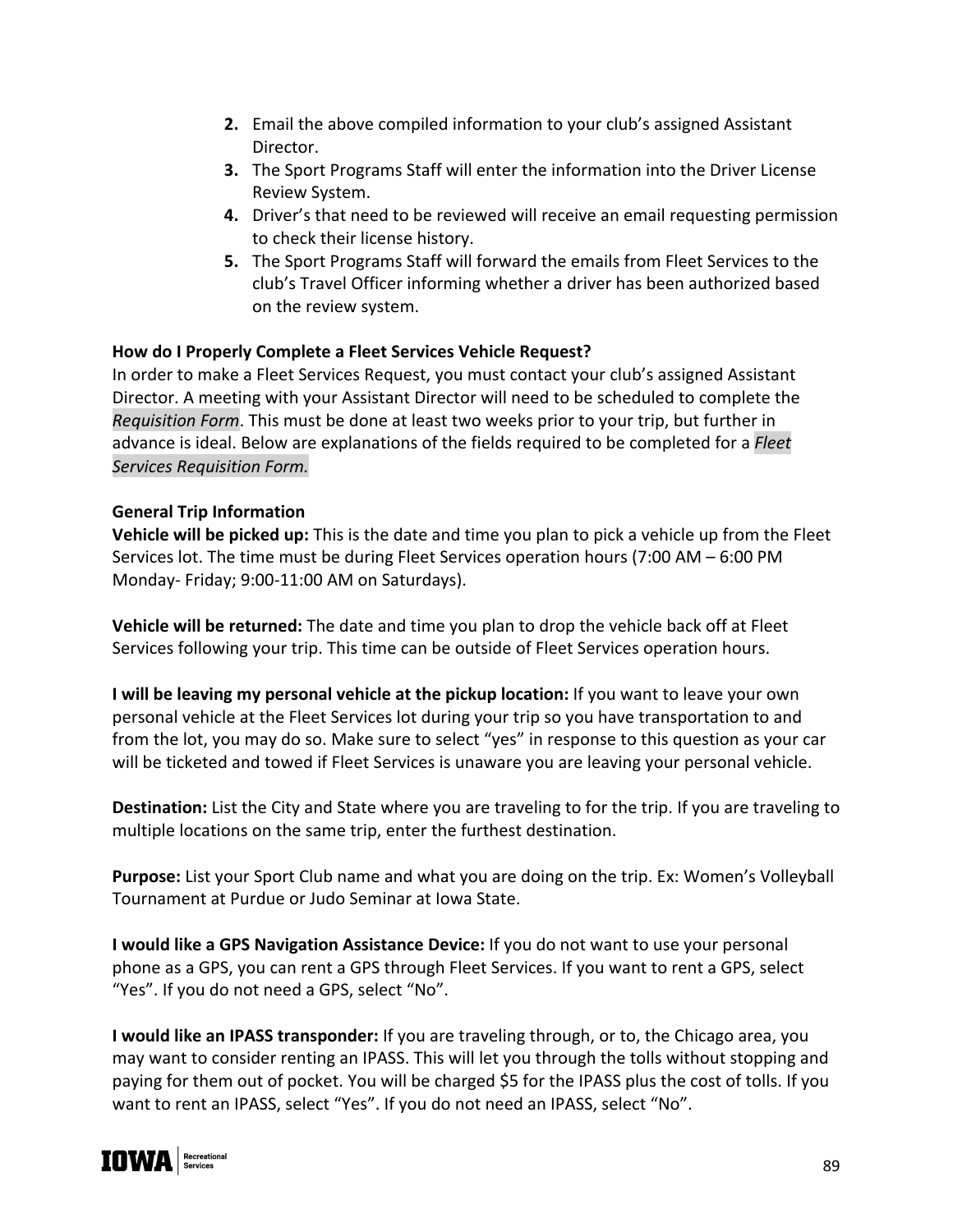2. Email the above compiled information to your club's assigned Assistant Director.
3. The Sport Programs Staff will enter the information into the Driver License Review System.
4. Driver's that need to be reviewed will receive an email requesting permission to check their license history.
5. The Sport Programs Staff will forward the emails from Fleet Services to the club's Travel Officer informing whether a driver has been authorized based on the review system.

**How do I Properly Complete a Fleet Services Vehicle Request?**
In order to make a Fleet Services Request, you must contact your club's assigned Assistant Director. A meeting with your Assistant Director will need to be scheduled to complete the *Requisition Form*. This must be done at least two weeks prior to your trip, but further in advance is ideal. Below are explanations of the fields required to be completed for a *Fleet Services Requisition Form.*

**General Trip Information**
**Vehicle will be picked up:** This is the date and time you plan to pick a vehicle up from the Fleet Services lot. The time must be during Fleet Services operation hours (7:00 AM – 6:00 PM Monday- Friday; 9:00-11:00 AM on Saturdays).

**Vehicle will be returned:** The date and time you plan to drop the vehicle back off at Fleet Services following your trip. This time can be outside of Fleet Services operation hours.

**I will be leaving my personal vehicle at the pickup location:** If you want to leave your own personal vehicle at the Fleet Services lot during your trip so you have transportation to and from the lot, you may do so. Make sure to select "yes" in response to this question as your car will be ticketed and towed if Fleet Services is unaware you are leaving your personal vehicle.

**Destination:** List the City and State where you are traveling to for the trip. If you are traveling to multiple locations on the same trip, enter the furthest destination.

**Purpose:** List your Sport Club name and what you are doing on the trip. Ex: Women's Volleyball Tournament at Purdue or Judo Seminar at Iowa State.

**I would like a GPS Navigation Assistance Device:** If you do not want to use your personal phone as a GPS, you can rent a GPS through Fleet Services. If you want to rent a GPS, select "Yes". If you do not need a GPS, select "No".

**I would like an IPASS transponder:** If you are traveling through, or to, the Chicago area, you may want to consider renting an IPASS. This will let you through the tolls without stopping and paying for them out of pocket. You will be charged $5 for the IPASS plus the cost of tolls. If you want to rent an IPASS, select "Yes". If you do not need an IPASS, select "No".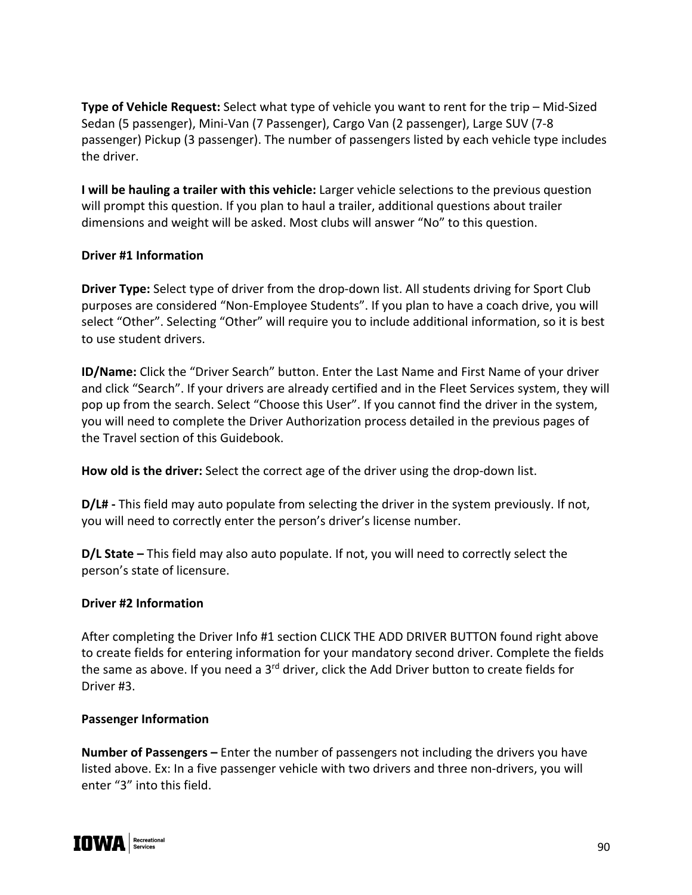**Type of Vehicle Request:** Select what type of vehicle you want to rent for the trip – Mid-Sized Sedan (5 passenger), Mini-Van (7 Passenger), Cargo Van (2 passenger), Large SUV (7-8 passenger) Pickup (3 passenger). The number of passengers listed by each vehicle type includes the driver.

**I will be hauling a trailer with this vehicle:** Larger vehicle selections to the previous question will prompt this question. If you plan to haul a trailer, additional questions about trailer dimensions and weight will be asked. Most clubs will answer "No" to this question.

**Driver #1 Information**

**Driver Type:** Select type of driver from the drop-down list. All students driving for Sport Club purposes are considered "Non-Employee Students". If you plan to have a coach drive, you will select "Other". Selecting "Other" will require you to include additional information, so it is best to use student drivers.

**ID/Name:** Click the "Driver Search" button. Enter the Last Name and First Name of your driver and click "Search". If your drivers are already certified and in the Fleet Services system, they will pop up from the search. Select "Choose this User". If you cannot find the driver in the system, you will need to complete the Driver Authorization process detailed in the previous pages of the Travel section of this Guidebook.

**How old is the driver:** Select the correct age of the driver using the drop-down list.

**D/L# -** This field may auto populate from selecting the driver in the system previously. If not, you will need to correctly enter the person's driver's license number.

**D/L State –** This field may also auto populate. If not, you will need to correctly select the person's state of licensure.

**Driver #2 Information**

After completing the Driver Info #1 section CLICK THE ADD DRIVER BUTTON found right above to create fields for entering information for your mandatory second driver. Complete the fields the same as above. If you need a 3rd driver, click the Add Driver button to create fields for Driver #3.

**Passenger Information**

**Number of Passengers –** Enter the number of passengers not including the drivers you have listed above. Ex: In a five passenger vehicle with two drivers and three non-drivers, you will enter "3" into this field.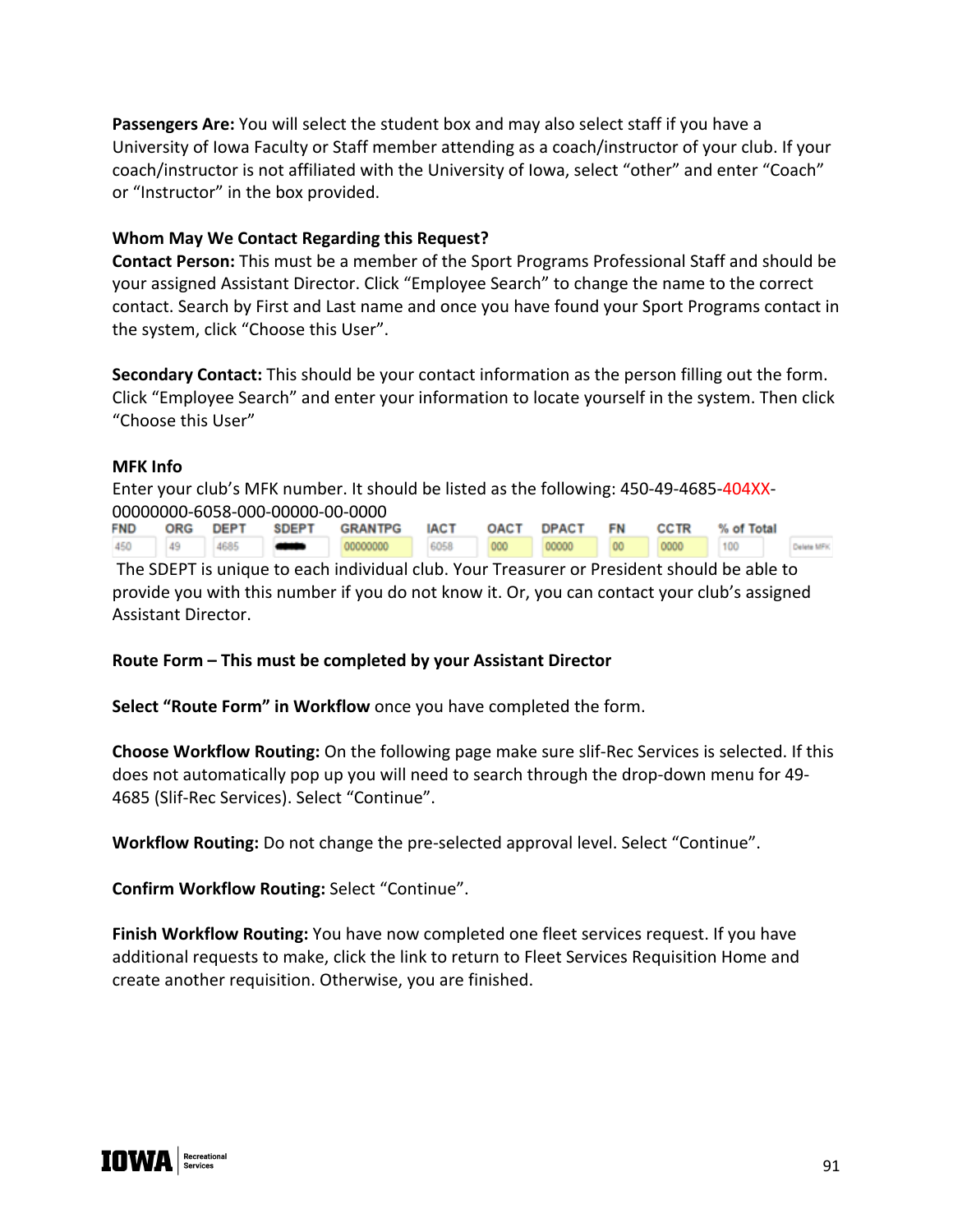**Passengers Are:** You will select the student box and may also select staff if you have a University of Iowa Faculty or Staff member attending as a coach/instructor of your club. If your coach/instructor is not affiliated with the University of Iowa, select "other" and enter "Coach" or "Instructor" in the box provided.

**Whom May We Contact Regarding this Request?**

**Contact Person:** This must be a member of the Sport Programs Professional Staff and should be your assigned Assistant Director. Click "Employee Search" to change the name to the correct contact. Search by First and Last name and once you have found your Sport Programs contact in the system, click "Choose this User".

**Secondary Contact:** This should be your contact information as the person filling out the form. Click "Employee Search" and enter your information to locate yourself in the system. Then click "Choose this User"

**MFK Info**

Enter your club's MFK number. It should be listed as the following: 450-49-4685-404XX-00000000-6058-000-00000-00-0000

| FND | ORG | DEPT | SDEPT | GRANTPG | IACT | OACT | DPACT | FN | CCTR | % of Total | |
|---|---|---|---|---|---|---|---|---|---|---|---|
| 450 | 49 | 4685 | | 00000000 | 6058 | 000 | 00000 | 00 | 0000 | 100 | Delete MFK |

The SDEPT is unique to each individual club. Your Treasurer or President should be able to provide you with this number if you do not know it. Or, you can contact your club's assigned Assistant Director.

**Route Form – This must be completed by your Assistant Director**

**Select "Route Form" in Workflow** once you have completed the form.

**Choose Workflow Routing:** On the following page make sure slif-Rec Services is selected. If this does not automatically pop up you will need to search through the drop-down menu for 49-4685 (Slif-Rec Services). Select "Continue".

**Workflow Routing:** Do not change the pre-selected approval level. Select "Continue".

**Confirm Workflow Routing:** Select "Continue".

**Finish Workflow Routing:** You have now completed one fleet services request. If you have additional requests to make, click the link to return to Fleet Services Requisition Home and create another requisition. Otherwise, you are finished.